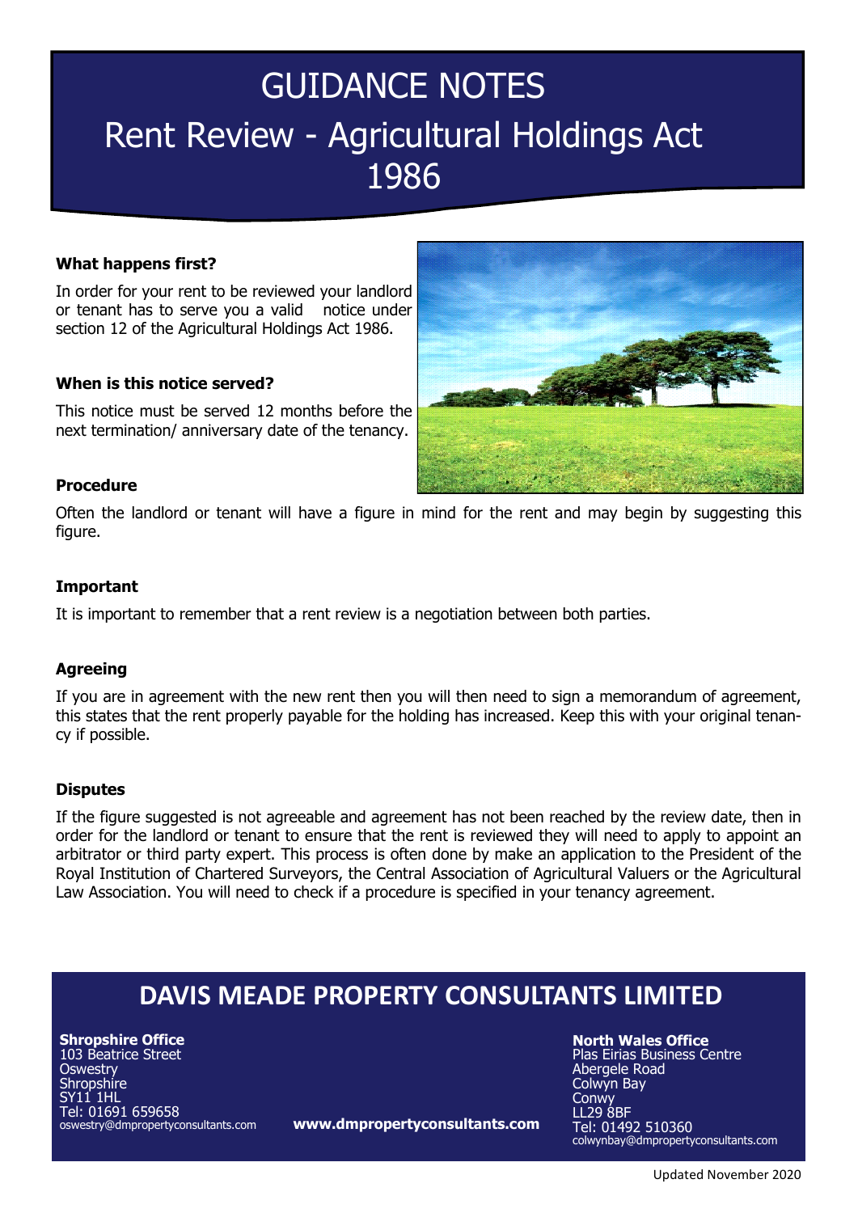# GUIDANCE NOTES

# Rent Review - Agricultural Holdings Act 1986

### What happens first?

In order for your rent to be reviewed your landlord or tenant has to serve you a valid notice under section 12 of the Agricultural Holdings Act 1986.

### When is this notice served?

This notice must be served 12 months before the next termination/ anniversary date of the tenancy.

### Procedure

Often the landlord or tenant will have a figure in mind for the rent and may begin by suggesting this figure.

### Important

It is important to remember that a rent review is a negotiation between both parties.

### Agreeing

If you are in agreement with the new rent then you will then need to sign a memorandum of agreement, this states that the rent properly payable for the holding has increased. Keep this with your original tenancy if possible.

### Disputes

If the figure suggested is not agreeable and agreement has not been reached by the review date, then in order for the landlord or tenant to ensure that the rent is reviewed they will need to apply to appoint an arbitrator or third party expert. This process is often done by make an application to the President of the Royal Institution of Chartered Surveyors, the Central Association of Agricultural Valuers or the Agricultural Law Association. You will need to check if a procedure is specified in your tenancy agreement.

## DAVIS MEADE PROPERTY CONSULTANTS LIMITED

**Shropshire Office**
103 Beatrice Street
Oswestry
Shropshire
SY11 1HL
Tel: 01691 659658
oswestry@dmpropertyconsultants.com

**www.dmpropertyconsultants.com**

**North Wales Office**
Plas Eirias Business Centre
Abergele Road
Colwyn Bay
Conwy
LL29 8BF
Tel: 01492 510360
colwynbay@dmpropertyconsultants.com

Updated November 2020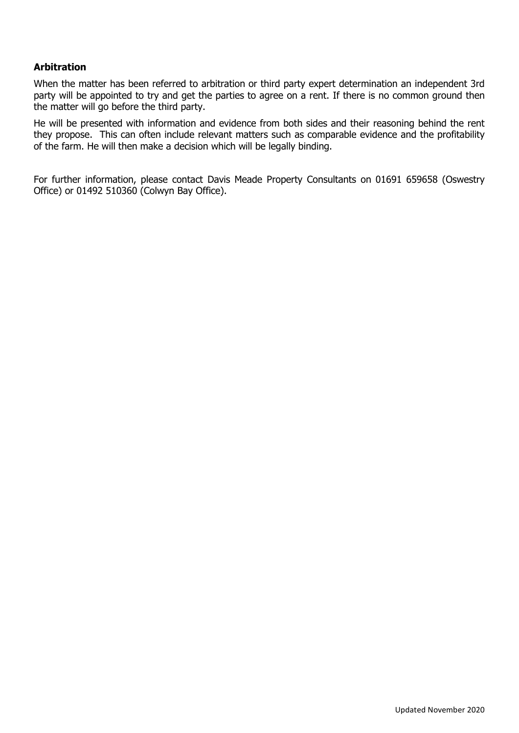**Arbitration**

When the matter has been referred to arbitration or third party expert determination an independent 3rd party will be appointed to try and get the parties to agree on a rent. If there is no common ground then the matter will go before the third party.

He will be presented with information and evidence from both sides and their reasoning behind the rent they propose. This can often include relevant matters such as comparable evidence and the profitability of the farm. He will then make a decision which will be legally binding.

For further information, please contact Davis Meade Property Consultants on 01691 659658 (Oswestry Office) or 01492 510360 (Colwyn Bay Office).

Updated November 2020